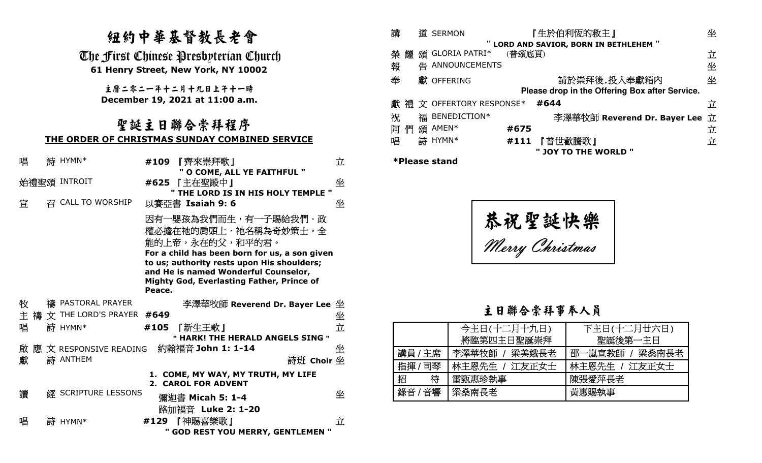# 紐約中華基督教長老會

## The First Chinese Presbyterian Church

**61 Henry Street, New York, NY 10002**

**主曆二零二一年十二月十九日上午十一時**

**December 19, 2021 at 11:00 a.m.**

## 聖誕主日聯合崇拜程序

**THE ORDER OF CHRISTMAS SUNDAY COMBINED SERVICE**

唱　詩 HYMN* **#109** 『齊來崇拜歌』 **" O COME, ALL YE FAITHFUL "** 立

始禮聖頌 INTROIT **#625** 『主在聖殿中』 **" THE LORD IS IN HIS HOLY TEMPLE "** 坐

宣　召 CALL TO WORSHIP 以賽亞書 **Isaiah 9: 6** 坐

因有一嬰孩為我們而生，有一子賜給我們．政權必擔在祂的肩頭上．祂名稱為奇妙策士，全能的上帝，永在的父，和平的君。

**For a child has been born for us, a son given to us; authority rests upon His shoulders; and He is named Wonderful Counselor, Mighty God, Everlasting Father, Prince of Peace.**

牧　禱 PASTORAL PRAYER 李澤華牧師 **Reverend Dr. Bayer Lee** 坐

主禱文 THE LORD'S PRAYER **#649** 坐

唱　詩 HYMN* **#105** 『新生王歌』 **" HARK! THE HERALD ANGELS SING "** 立

啟應文 RESPONSIVE READING 約翰福音 **John 1: 1-14** 坐

獻　詩 ANTHEM 詩班 **Choir** 坐

**1. COME, MY WAY, MY TRUTH, MY LIFE**
**2. CAROL FOR ADVENT**

讀　經 SCRIPTURE LESSONS 彌迦書 **Micah 5: 1-4** 坐
路加福音 **Luke 2: 1-20**

唱　詩 HYMN* **#129** 『神賜喜樂歌』 **" GOD REST YOU MERRY, GENTLEMEN "** 立

講　道 SERMON 『生於伯利恆的救主』 **" LORD AND SAVIOR, BORN IN BETHLEHEM "** 坐

榮耀頌 GLORIA PATRI* (普頌底頁) 立

報　告 ANNOUNCEMENTS 坐

奉　獻 OFFERING 請於崇拜後,投入奉獻箱內 **Please drop in the Offering Box after Service.** 坐

獻禮文 OFFERTORY RESPONSE* **#644** 立

祝　福 BENEDICTION* 李澤華牧師 **Reverend Dr. Bayer Lee** 立

阿們頌 AMEN* **#675** 立

唱　詩 HYMN* **#111** 『普世歡騰歌』 **" JOY TO THE WORLD "** 立

***Please stand**

**恭祝聖誕快樂**

*Merry Christmas*

## 主日聯合崇拜事奉人員

| | 今主日(十二月十九日)<br>將臨第四主日聖誕崇拜 | 下主日(十二月廿六日)<br>聖誕後第一主日 |
|---|---|---|
| 講員 / 主席 | 李澤華牧師 / 梁美娥長老 | 邵一嵐宣教師 / 梁桑南長老 |
| 指揮 / 司琴 | 林主恩先生 / 江友正女士 | 林主恩先生 / 江友正女士 |
| 招　　待 | 雷甄惠珍執事 | 陳張愛萍長老 |
| 錄音 / 音響 | 梁桑南長老 | 黃惠賜執事 |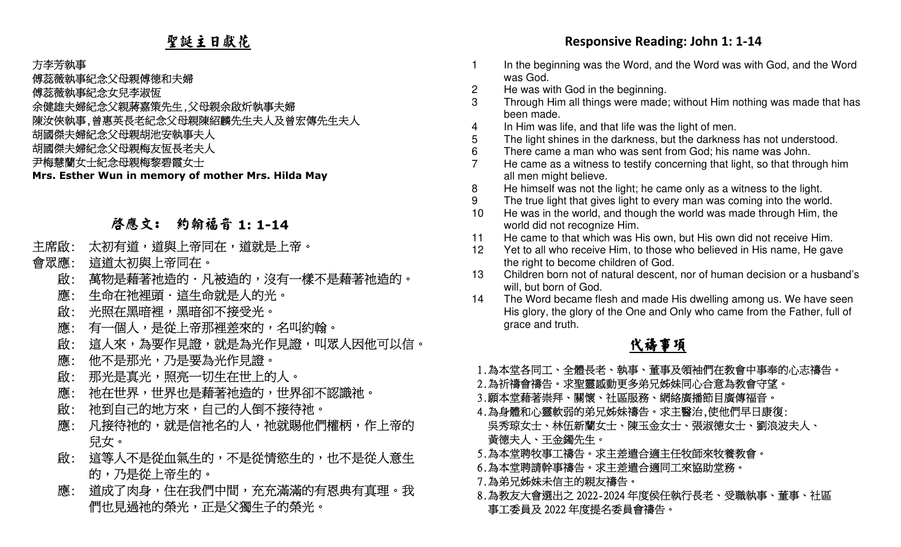## 聖誕主日獻花

方李芳執事
傅蕊薇執事紀念父母親傅德和夫婦
傅蕊薇執事紀念女兒李淑恆
余健雄夫婦紀念父親蔣嘉策先生,父母親余啟圻執事夫婦
陳汝俠執事,曾惠英長老紀念父母親陳紹麟先生夫人及曾宏傳先生夫人
胡國傑夫婦紀念父母親胡池安執事夫人
胡國傑夫婦紀念父母親梅友恆長老夫人
尹梅慧蘭女士紀念母親梅黎碧霞女士
**Mrs. Esther Wun in memory of mother Mrs. Hilda May**

## 啟應文： 約翰福音 1: 1-14

主席啟： 太初有道，道與上帝同在，道就是上帝。
會眾應： 這道太初與上帝同在。
啟： 萬物是藉著祂造的．凡被造的，沒有一樣不是藉著祂造的。
應： 生命在祂裡頭．這生命就是人的光。
啟： 光照在黑暗裡，黑暗卻不接受光。
應： 有一個人，是從上帝那裡差來的，名叫約翰。
啟： 這人來，為要作見證，就是為光作見證，叫眾人因他可以信。
應： 他不是那光，乃是要為光作見證。
啟： 那光是真光，照亮一切生在世上的人。
應： 祂在世界，世界也是藉著祂造的，世界卻不認識祂。
啟： 祂到自己的地方來，自己的人倒不接待祂。
應： 凡接待祂的，就是信祂名的人，祂就賜他們權柄，作上帝的兒女。
啟： 這等人不是從血氣生的，不是從情慾生的，也不是從人意生的，乃是從上帝生的。
應： 道成了肉身，住在我們中間，充充滿滿的有恩典有真理。我們也見過祂的榮光，正是父獨生子的榮光。

## Responsive Reading: John 1: 1-14

1. In the beginning was the Word, and the Word was with God, and the Word was God.
2. He was with God in the beginning.
3. Through Him all things were made; without Him nothing was made that has been made.
4. In Him was life, and that life was the light of men.
5. The light shines in the darkness, but the darkness has not understood.
6. There came a man who was sent from God; his name was John.
7. He came as a witness to testify concerning that light, so that through him all men might believe.
8. He himself was not the light; he came only as a witness to the light.
9. The true light that gives light to every man was coming into the world.
10. He was in the world, and though the world was made through Him, the world did not recognize Him.
11. He came to that which was His own, but His own did not receive Him.
12. Yet to all who receive Him, to those who believed in His name, He gave the right to become children of God.
13. Children born not of natural descent, nor of human decision or a husband's will, but born of God.
14. The Word became flesh and made His dwelling among us. We have seen His glory, the glory of the One and Only who came from the Father, full of grace and truth.

## 代禱事項

1. 為本堂各同工、全體長老、執事、董事及領袖們在教會中事奉的心志禱告。
2. 為祈禱會禱告。求聖靈感動更多弟兄姊妹同心合意為教會守望。
3. 願本堂藉著崇拜、關懷、社區服務、網絡廣播節目廣傳福音。
4. 為身體和心靈軟弱的弟兄姊妹禱告。求主醫治,使他們早日康復:
吳秀琼女士、林伍新蘭女士、陳玉金女士、張淑德女士、劉浪波夫人、黃德夫人、王金鐲先生。
5. 為本堂聘牧事工禱告。求主差遣合適主任牧師來牧養教會。
6. 為本堂聘請幹事禱告。求主差遣合適同工來協助堂務。
7. 為弟兄姊妹未信主的親友禱告。
8. 為教友大會選出之 2022-2024 年度侯任執行長老、受職執事、董事、社區事工委員及 2022 年度提名委員會禱告。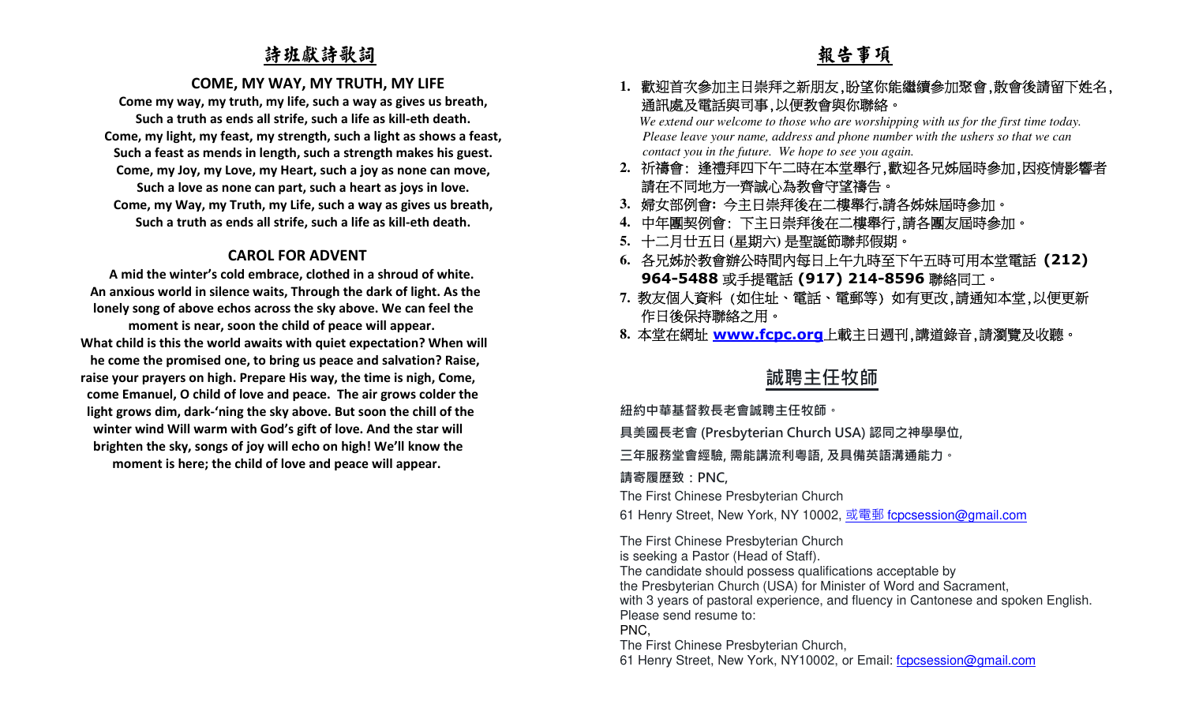# 詩班獻詩歌詞

### COME, MY WAY, MY TRUTH, MY LIFE

**Come my way, my truth, my life, such a way as gives us breath,**
**Such a truth as ends all strife, such a life as kill-eth death.**
**Come, my light, my feast, my strength, such a light as shows a feast,**
**Such a feast as mends in length, such a strength makes his guest.**
**Come, my Joy, my Love, my Heart, such a joy as none can move,**
**Such a love as none can part, such a heart as joys in love.**
**Come, my Way, my Truth, my Life, such a way as gives us breath,**
**Such a truth as ends all strife, such a life as kill-eth death.**

### CAROL FOR ADVENT

**A mid the winter's cold embrace, clothed in a shroud of white. An anxious world in silence waits, Through the dark of light. As the lonely song of above echos across the sky above. We can feel the moment is near, soon the child of peace will appear.**
**What child is this the world awaits with quiet expectation? When will he come the promised one, to bring us peace and salvation? Raise, raise your prayers on high. Prepare His way, the time is nigh, Come, come Emanuel, O child of love and peace. The air grows colder the light grows dim, dark-'ning the sky above. But soon the chill of the winter wind Will warm with God's gift of love. And the star will brighten the sky, songs of joy will echo on high! We'll know the moment is here; the child of love and peace will appear.**

# 報告事項

1. 歡迎首次參加主日崇拜之新朋友,盼望你能繼續參加聚會,散會後請留下姓名,通訊處及電話與司事,以便教會與你聯絡。
   *We extend our welcome to those who are worshipping with us for the first time today. Please leave your name, address and phone number with the ushers so that we can contact you in the future. We hope to see you again.*
2. 祈禱會: 逢禮拜四下午二時在本堂舉行,歡迎各兄姊屆時參加,因疫情影響者請在不同地方一齊誠心為教會守望禱告。
3. 婦女部例會: 今主日崇拜後在二樓舉行,請各姊妹屆時參加。
4. 中年團契例會: 下主日崇拜後在二樓舉行,請各團友屆時參加。
5. 十二月廿五日 (星期六) 是聖誕節聯邦假期。
6. 各兄姊於教會辦公時間內每日上午九時至下午五時可用本堂電話 **(212) 964-5488** 或手提電話 **(917) 214-8596** 聯絡同工。
7. 教友個人資料 (如住址、電話、電郵等) 如有更改,請通知本堂,以便更新作日後保持聯絡之用。
8. 本堂在網址 **www.fcpc.org** 上載主日週刊,講道錄音,請瀏覽及收聽。

## 誠聘主任牧師

**紐約中華基督教長老會誠聘主任牧師。**

**具美國長老會 (Presbyterian Church USA) 認同之神學學位,**

**三年服務堂會經驗, 需能講流利粵語, 及具備英語溝通能力。**

**請寄履歷致:PNC,**

The First Chinese Presbyterian Church

61 Henry Street, New York, NY 10002, 或電郵 fcpcsession@gmail.com

The First Chinese Presbyterian Church
is seeking a Pastor (Head of Staff).
The candidate should possess qualifications acceptable by
the Presbyterian Church (USA) for Minister of Word and Sacrament,
with 3 years of pastoral experience, and fluency in Cantonese and spoken English.
Please send resume to:
PNC,
The First Chinese Presbyterian Church,
61 Henry Street, New York, NY10002, or Email: fcpcsession@gmail.com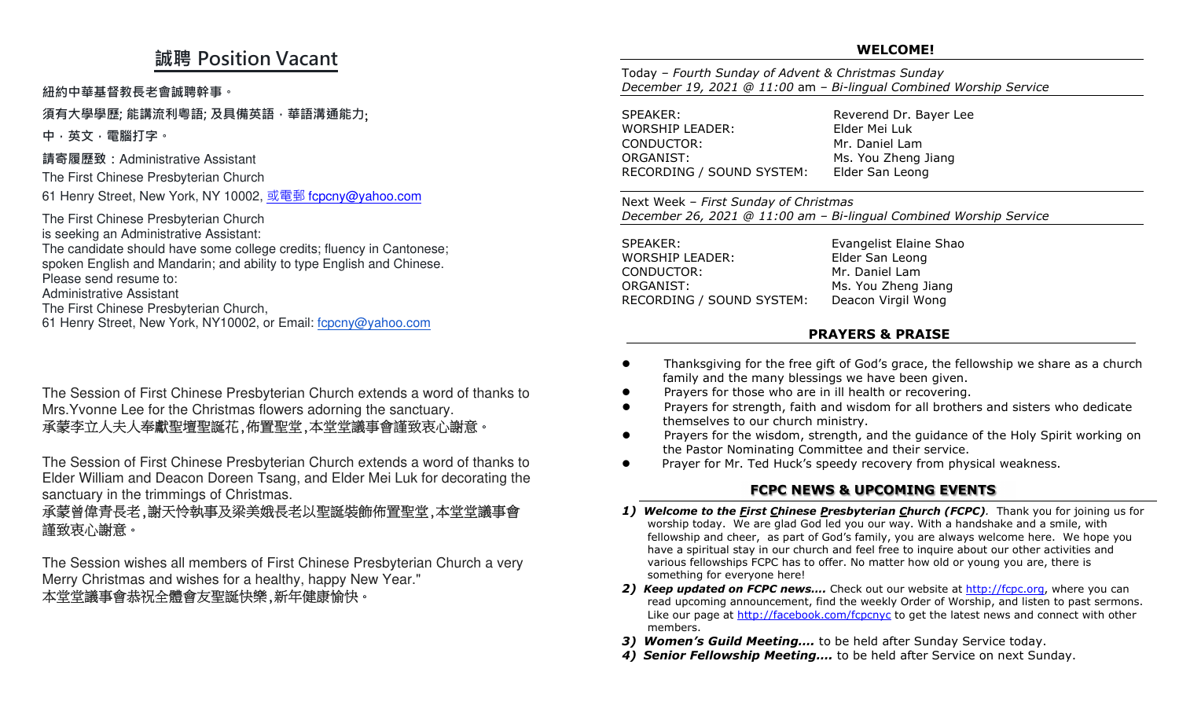## 誠聘 Position Vacant

**紐約中華基督教長老會誠聘幹事。**

**須有大學學歷; 能講流利粵語; 及具備英語，華語溝通能力;**

**中，英文，電腦打字。**

**請寄履歷致**：Administrative Assistant

The First Chinese Presbyterian Church

61 Henry Street, New York, NY 10002, 或電郵 fcpcny@yahoo.com

The First Chinese Presbyterian Church
is seeking an Administrative Assistant:
The candidate should have some college credits; fluency in Cantonese;
spoken English and Mandarin; and ability to type English and Chinese.
Please send resume to:
Administrative Assistant
The First Chinese Presbyterian Church,
61 Henry Street, New York, NY10002, or Email: fcpcny@yahoo.com

The Session of First Chinese Presbyterian Church extends a word of thanks to Mrs.Yvonne Lee for the Christmas flowers adorning the sanctuary.
承蒙李立人夫人奉獻聖壇聖誕花,佈置聖堂,本堂堂議事會謹致衷心謝意。

The Session of First Chinese Presbyterian Church extends a word of thanks to Elder William and Deacon Doreen Tsang, and Elder Mei Luk for decorating the sanctuary in the trimmings of Christmas.
承蒙曾偉青長老,謝天怜執事及梁美娥長老以聖誕裝飾佈置聖堂,本堂堂議事會謹致衷心謝意。

The Session wishes all members of First Chinese Presbyterian Church a very Merry Christmas and wishes for a healthy, happy New Year."
本堂堂議事會恭祝全體會友聖誕快樂,新年健康愉快。

### WELCOME!

Today – *Fourth Sunday of Advent & Christmas Sunday*
*December 19, 2021 @ 11:00* am – *Bi-lingual Combined Worship Service*

| | |
|---|---|
| SPEAKER: | Reverend Dr. Bayer Lee |
| WORSHIP LEADER: | Elder Mei Luk |
| CONDUCTOR: | Mr. Daniel Lam |
| ORGANIST: | Ms. You Zheng Jiang |
| RECORDING / SOUND SYSTEM: | Elder San Leong |

Next Week – *First Sunday of Christmas*
*December 26, 2021 @ 11:00 am – Bi-lingual Combined Worship Service*

| | |
|---|---|
| SPEAKER: | Evangelist Elaine Shao |
| WORSHIP LEADER: | Elder San Leong |
| CONDUCTOR: | Mr. Daniel Lam |
| ORGANIST: | Ms. You Zheng Jiang |
| RECORDING / SOUND SYSTEM: | Deacon Virgil Wong |

### PRAYERS & PRAISE

- Thanksgiving for the free gift of God's grace, the fellowship we share as a church family and the many blessings we have been given.
- Prayers for those who are in ill health or recovering.
- Prayers for strength, faith and wisdom for all brothers and sisters who dedicate themselves to our church ministry.
- Prayers for the wisdom, strength, and the guidance of the Holy Spirit working on the Pastor Nominating Committee and their service.
- Prayer for Mr. Ted Huck's speedy recovery from physical weakness.

### FCPC NEWS & UPCOMING EVENTS

1) ***Welcome to the First Chinese Presbyterian Church (FCPC)***. Thank you for joining us for worship today. We are glad God led you our way. With a handshake and a smile, with fellowship and cheer, as part of God's family, you are always welcome here. We hope you have a spiritual stay in our church and feel free to inquire about our other activities and various fellowships FCPC has to offer. No matter how old or young you are, there is something for everyone here!
2) ***Keep updated on FCPC news….*** Check out our website at http://fcpc.org, where you can read upcoming announcement, find the weekly Order of Worship, and listen to past sermons. Like our page at http://facebook.com/fcpcnyc to get the latest news and connect with other members.
3) ***Women's Guild Meeting….*** to be held after Sunday Service today.
4) ***Senior Fellowship Meeting….*** to be held after Service on next Sunday.